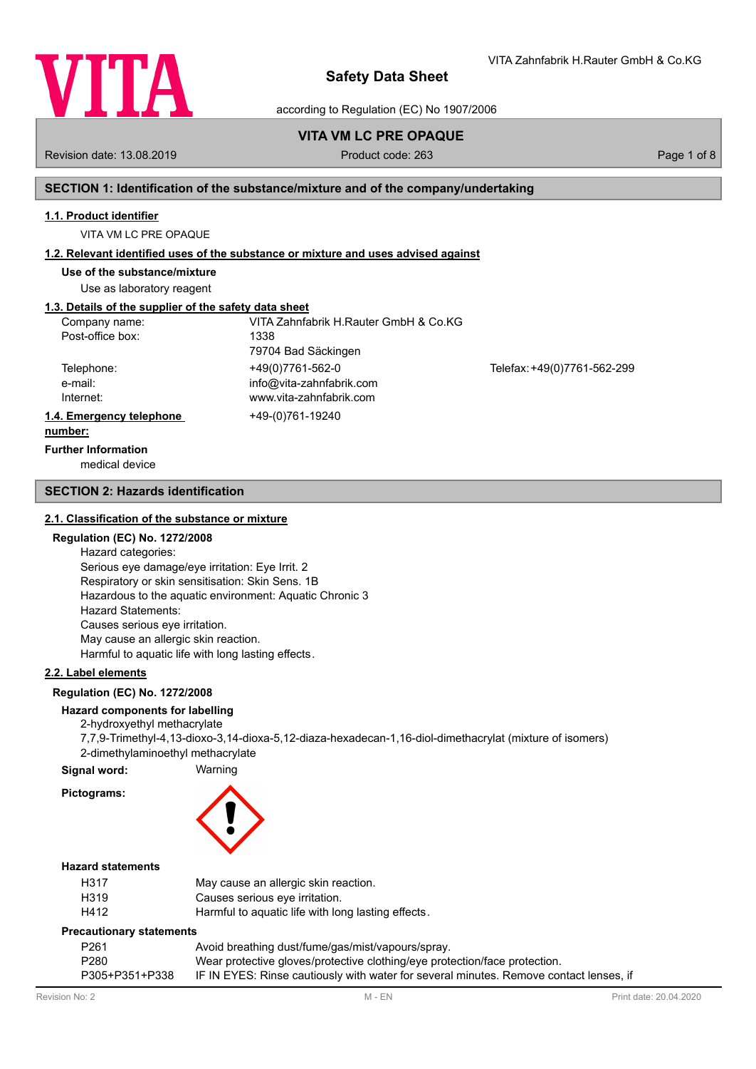# Safety Data Sheet

according to Regulation (EC) No 1907/2006

VITA Zahnfabrik H.Rauter GmbH & Co.KG

**VITA VM LC PRE OPAQUE**

Revision date: 13.08.2019 Product code: 263

## SECTION 1: Identification of the substance/mixture and of the company/undertaking

### 1.1. Product identifier

VITA VM LC PRE OPAQUE

### 1.2. Relevant identified uses of the substance or mixture and uses advised against

**Use of the substance/mixture**

Use as laboratory reagent

### 1.3. Details of the supplier of the safety data sheet

| | | |
|---|---|---|
| Company name: | VITA Zahnfabrik H.Rauter GmbH & Co.KG | |
| Post-office box: | 1338 | |
| | 79704 Bad Säckingen | |
| Telephone: | +49(0)7761-562-0 | Telefax: +49(0)7761-562-299 |
| e-mail: | info@vita-zahnfabrik.com | |
| Internet: | www.vita-zahnfabrik.com | |

### 1.4. Emergency telephone number:

+49-(0)761-19240

**Further Information**

medical device

## SECTION 2: Hazards identification

### 2.1. Classification of the substance or mixture

**Regulation (EC) No. 1272/2008**

Hazard categories:
Serious eye damage/eye irritation: Eye Irrit. 2
Respiratory or skin sensitisation: Skin Sens. 1B
Hazardous to the aquatic environment: Aquatic Chronic 3
Hazard Statements:
Causes serious eye irritation.
May cause an allergic skin reaction.
Harmful to aquatic life with long lasting effects.

### 2.2. Label elements

**Regulation (EC) No. 1272/2008**

**Hazard components for labelling**

2-hydroxyethyl methacrylate
7,7,9-Trimethyl-4,13-dioxo-3,14-dioxa-5,12-diaza-hexadecan-1,16-diol-dimethacrylat (mixture of isomers)
2-dimethylaminoethyl methacrylate

**Signal word:** Warning

**Pictograms:**

**Hazard statements**

| | |
|---|---|
| H317 | May cause an allergic skin reaction. |
| H319 | Causes serious eye irritation. |
| H412 | Harmful to aquatic life with long lasting effects. |

**Precautionary statements**

| | |
|---|---|
| P261 | Avoid breathing dust/fume/gas/mist/vapours/spray. |
| P280 | Wear protective gloves/protective clothing/eye protection/face protection. |
| P305+P351+P338 | IF IN EYES: Rinse cautiously with water for several minutes. Remove contact lenses, if |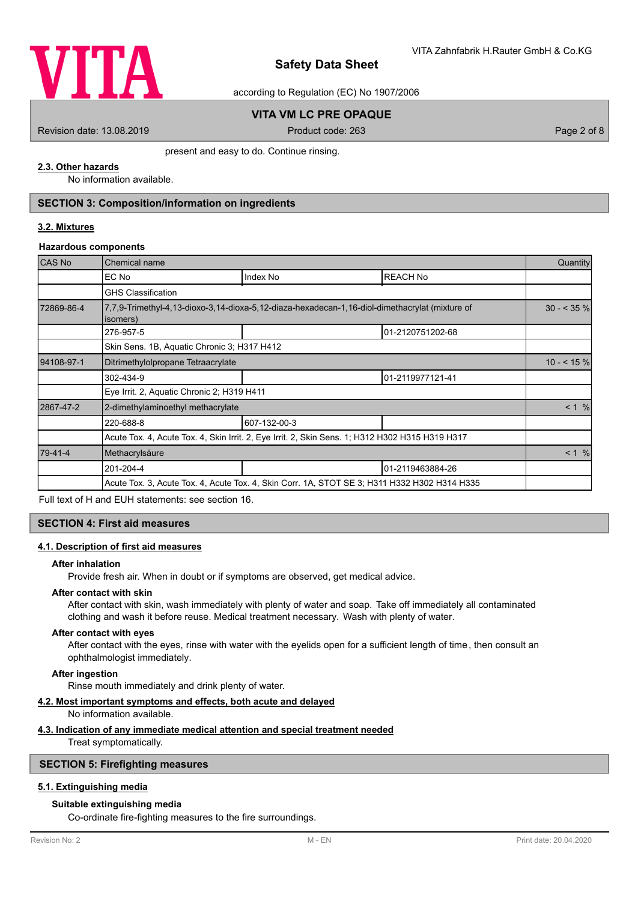present and easy to do. Continue rinsing.

**2.3. Other hazards**

No information available.

## SECTION 3: Composition/information on ingredients

**3.2. Mixtures**

**Hazardous components**

| CAS No | Chemical name | | | Quantity |
|---|---|---|---|---|
| | EC No | Index No | REACH No | |
| | GHS Classification | | | |
| 72869-86-4 | 7,7,9-Trimethyl-4,13-dioxo-3,14-dioxa-5,12-diaza-hexadecan-1,16-diol-dimethacrylat (mixture of isomers) | | | 30 - < 35 % |
| | 276-957-5 | | 01-2120751202-68 | |
| | Skin Sens. 1B, Aquatic Chronic 3; H317 H412 | | | |
| 94108-97-1 | Ditrimethylolpropane Tetraacrylate | | | 10 - < 15 % |
| | 302-434-9 | | 01-2119977121-41 | |
| | Eye Irrit. 2, Aquatic Chronic 2; H319 H411 | | | |
| 2867-47-2 | 2-dimethylaminoethyl methacrylate | | | < 1 % |
| | 220-688-8 | 607-132-00-3 | | |
| | Acute Tox. 4, Acute Tox. 4, Skin Irrit. 2, Eye Irrit. 2, Skin Sens. 1; H312 H302 H315 H319 H317 | | | |
| 79-41-4 | Methacrylsäure | | | < 1 % |
| | 201-204-4 | | 01-2119463884-26 | |
| | Acute Tox. 3, Acute Tox. 4, Acute Tox. 4, Skin Corr. 1A, STOT SE 3; H311 H332 H302 H314 H335 | | | |

Full text of H and EUH statements: see section 16.

## SECTION 4: First aid measures

**4.1. Description of first aid measures**

**After inhalation**

Provide fresh air. When in doubt or if symptoms are observed, get medical advice.

**After contact with skin**

After contact with skin, wash immediately with plenty of water and soap. Take off immediately all contaminated clothing and wash it before reuse. Medical treatment necessary. Wash with plenty of water.

**After contact with eyes**

After contact with the eyes, rinse with water with the eyelids open for a sufficient length of time, then consult an ophthalmologist immediately.

**After ingestion**

Rinse mouth immediately and drink plenty of water.

**4.2. Most important symptoms and effects, both acute and delayed**

No information available.

**4.3. Indication of any immediate medical attention and special treatment needed**

Treat symptomatically.

## SECTION 5: Firefighting measures

**5.1. Extinguishing media**

**Suitable extinguishing media**

Co-ordinate fire-fighting measures to the fire surroundings.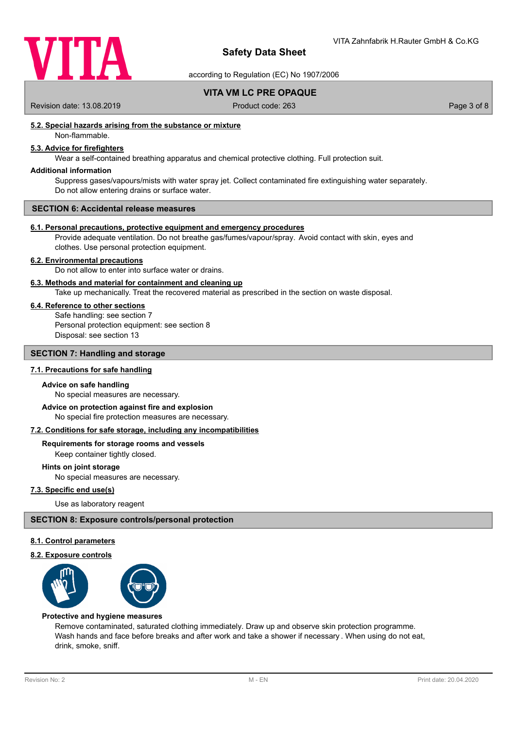#### 5.2. Special hazards arising from the substance or mixture

Non-flammable.

#### 5.3. Advice for firefighters

Wear a self-contained breathing apparatus and chemical protective clothing. Full protection suit.

**Additional information**

Suppress gases/vapours/mists with water spray jet. Collect contaminated fire extinguishing water separately. Do not allow entering drains or surface water.

## SECTION 6: Accidental release measures

#### 6.1. Personal precautions, protective equipment and emergency procedures

Provide adequate ventilation. Do not breathe gas/fumes/vapour/spray. Avoid contact with skin, eyes and clothes. Use personal protection equipment.

#### 6.2. Environmental precautions

Do not allow to enter into surface water or drains.

#### 6.3. Methods and material for containment and cleaning up

Take up mechanically. Treat the recovered material as prescribed in the section on waste disposal.

#### 6.4. Reference to other sections

Safe handling: see section 7
Personal protection equipment: see section 8
Disposal: see section 13

## SECTION 7: Handling and storage

#### 7.1. Precautions for safe handling

**Advice on safe handling**

No special measures are necessary.

**Advice on protection against fire and explosion**

No special fire protection measures are necessary.

#### 7.2. Conditions for safe storage, including any incompatibilities

**Requirements for storage rooms and vessels**

Keep container tightly closed.

**Hints on joint storage**

No special measures are necessary.

#### 7.3. Specific end use(s)

Use as laboratory reagent

## SECTION 8: Exposure controls/personal protection

#### 8.1. Control parameters

#### 8.2. Exposure controls

**Protective and hygiene measures**

Remove contaminated, saturated clothing immediately. Draw up and observe skin protection programme. Wash hands and face before breaks and after work and take a shower if necessary. When using do not eat, drink, smoke, sniff.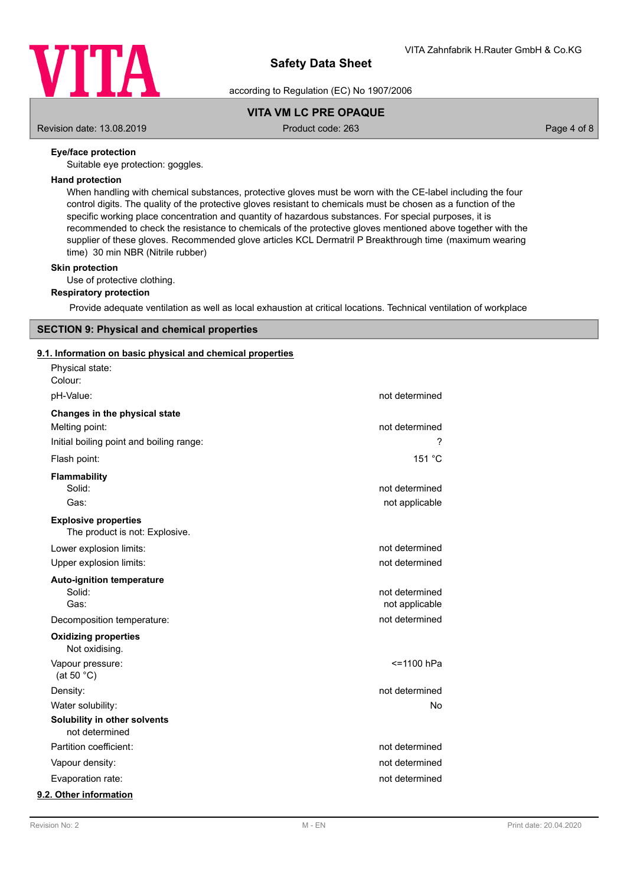**Eye/face protection**

Suitable eye protection: goggles.

**Hand protection**

When handling with chemical substances, protective gloves must be worn with the CE-label including the four control digits. The quality of the protective gloves resistant to chemicals must be chosen as a function of the specific working place concentration and quantity of hazardous substances. For special purposes, it is recommended to check the resistance to chemicals of the protective gloves mentioned above together with the supplier of these gloves. Recommended glove articles KCL Dermatril P Breakthrough time (maximum wearing time) 30 min NBR (Nitrile rubber)

**Skin protection**

Use of protective clothing.

**Respiratory protection**

Provide adequate ventilation as well as local exhaustion at critical locations. Technical ventilation of workplace

## SECTION 9: Physical and chemical properties

### 9.1. Information on basic physical and chemical properties

| | |
|---|---|
| Physical state: | |
| Colour: | |
| pH-Value: | not determined |
| **Changes in the physical state** | |
| Melting point: | not determined |
| Initial boiling point and boiling range: | ? |
| Flash point: | 151 °C |
| **Flammability** | |
| Solid: | not determined |
| Gas: | not applicable |
| **Explosive properties** | |
| The product is not: Explosive. | |
| Lower explosion limits: | not determined |
| Upper explosion limits: | not determined |
| **Auto-ignition temperature** | |
| Solid: | not determined |
| Gas: | not applicable |
| Decomposition temperature: | not determined |
| **Oxidizing properties** | |
| Not oxidising. | |
| Vapour pressure: (at 50 °C) | <=1100 hPa |
| Density: | not determined |
| Water solubility: | No |
| **Solubility in other solvents** | |
| not determined | |
| Partition coefficient: | not determined |
| Vapour density: | not determined |
| Evaporation rate: | not determined |

### 9.2. Other information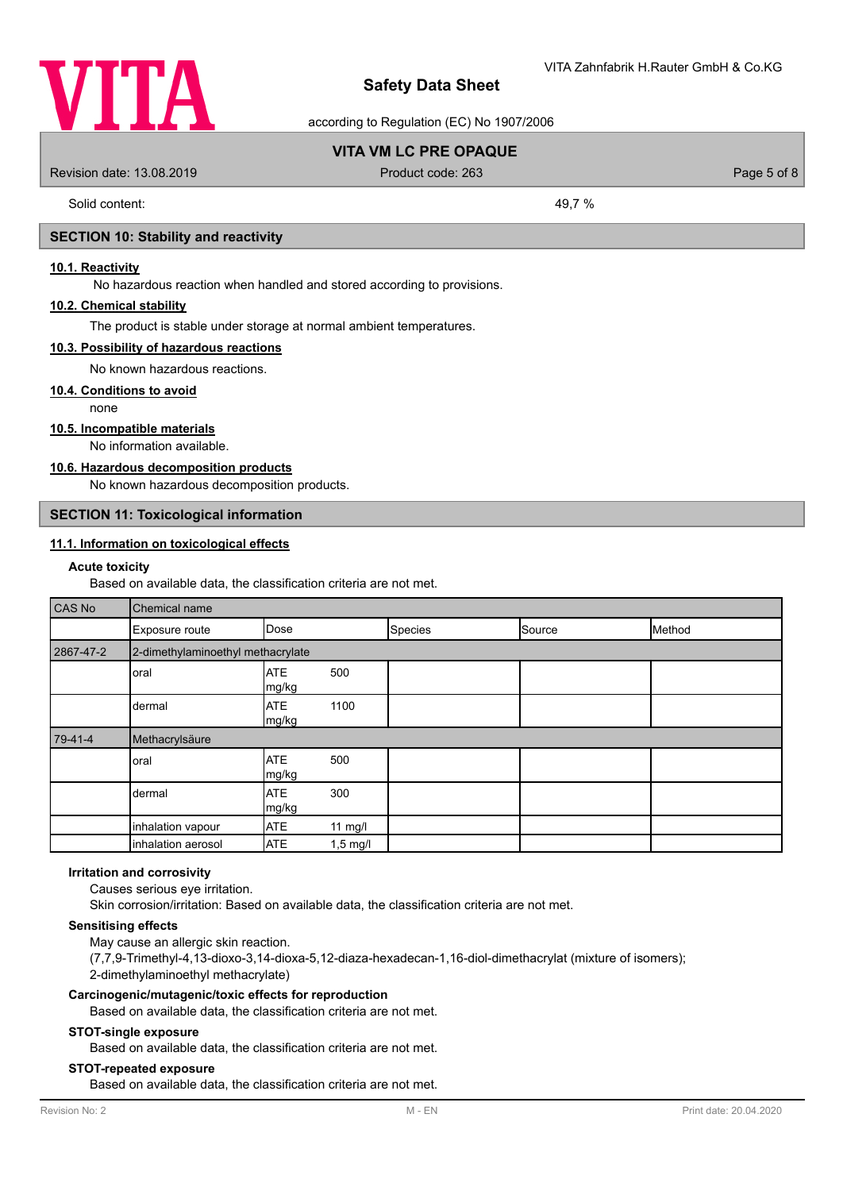Solid content: 49,7 %

## SECTION 10: Stability and reactivity

### 10.1. Reactivity

No hazardous reaction when handled and stored according to provisions.

### 10.2. Chemical stability

The product is stable under storage at normal ambient temperatures.

### 10.3. Possibility of hazardous reactions

No known hazardous reactions.

### 10.4. Conditions to avoid

none

### 10.5. Incompatible materials

No information available.

### 10.6. Hazardous decomposition products

No known hazardous decomposition products.

## SECTION 11: Toxicological information

### 11.1. Information on toxicological effects

**Acute toxicity**

Based on available data, the classification criteria are not met.

| CAS No | Chemical name | | | | | |
|---|---|---|---|---|---|---|
| | Exposure route | Dose | | Species | Source | Method |
| 2867-47-2 | 2-dimethylaminoethyl methacrylate | | | | | |
| | oral | ATE | 500 mg/kg | | | |
| | dermal | ATE | 1100 mg/kg | | | |
| 79-41-4 | Methacrylsäure | | | | | |
| | oral | ATE | 500 mg/kg | | | |
| | dermal | ATE | 300 mg/kg | | | |
| | inhalation vapour | ATE | 11 mg/l | | | |
| | inhalation aerosol | ATE | 1,5 mg/l | | | |

**Irritation and corrosivity**

Causes serious eye irritation.
Skin corrosion/irritation: Based on available data, the classification criteria are not met.

**Sensitising effects**

May cause an allergic skin reaction.
(7,7,9-Trimethyl-4,13-dioxo-3,14-dioxa-5,12-diaza-hexadecan-1,16-diol-dimethacrylat (mixture of isomers); 2-dimethylaminoethyl methacrylate)

**Carcinogenic/mutagenic/toxic effects for reproduction**

Based on available data, the classification criteria are not met.

**STOT-single exposure**

Based on available data, the classification criteria are not met.

**STOT-repeated exposure**

Based on available data, the classification criteria are not met.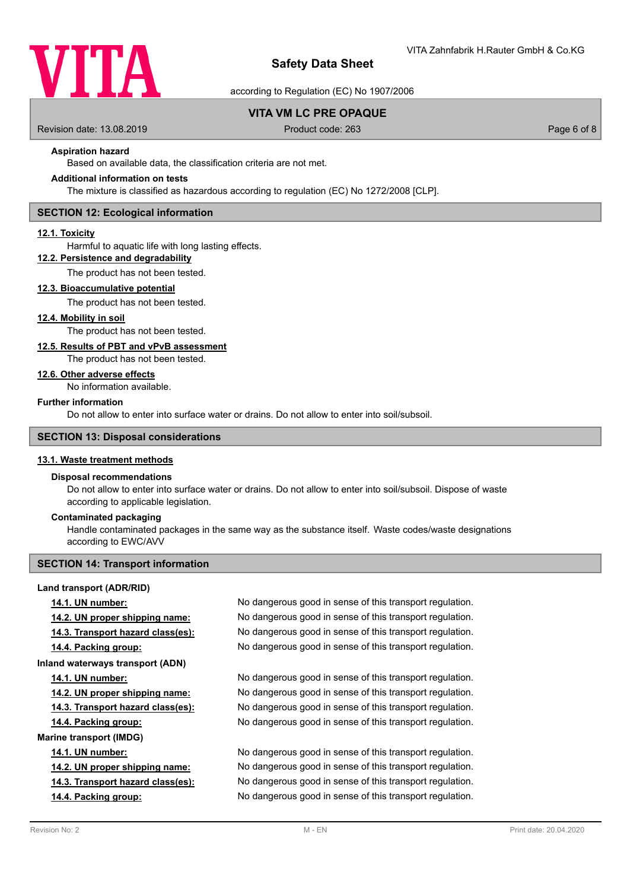#### Aspiration hazard

Based on available data, the classification criteria are not met.

#### Additional information on tests

The mixture is classified as hazardous according to regulation (EC) No 1272/2008 [CLP].

## SECTION 12: Ecological information

### 12.1. Toxicity

Harmful to aquatic life with long lasting effects.

### 12.2. Persistence and degradability

The product has not been tested.

### 12.3. Bioaccumulative potential

The product has not been tested.

### 12.4. Mobility in soil

The product has not been tested.

### 12.5. Results of PBT and vPvB assessment

The product has not been tested.

### 12.6. Other adverse effects

No information available.

#### Further information

Do not allow to enter into surface water or drains. Do not allow to enter into soil/subsoil.

## SECTION 13: Disposal considerations

### 13.1. Waste treatment methods

#### Disposal recommendations

Do not allow to enter into surface water or drains. Do not allow to enter into soil/subsoil. Dispose of waste according to applicable legislation.

#### Contaminated packaging

Handle contaminated packages in the same way as the substance itself. Waste codes/waste designations according to EWC/AVV

## SECTION 14: Transport information

#### Land transport (ADR/RID)

| | |
|---|---|
| **14.1. UN number:** | No dangerous good in sense of this transport regulation. |
| **14.2. UN proper shipping name:** | No dangerous good in sense of this transport regulation. |
| **14.3. Transport hazard class(es):** | No dangerous good in sense of this transport regulation. |
| **14.4. Packing group:** | No dangerous good in sense of this transport regulation. |

#### Inland waterways transport (ADN)

| | |
|---|---|
| **14.1. UN number:** | No dangerous good in sense of this transport regulation. |
| **14.2. UN proper shipping name:** | No dangerous good in sense of this transport regulation. |
| **14.3. Transport hazard class(es):** | No dangerous good in sense of this transport regulation. |
| **14.4. Packing group:** | No dangerous good in sense of this transport regulation. |

#### Marine transport (IMDG)

| | |
|---|---|
| **14.1. UN number:** | No dangerous good in sense of this transport regulation. |
| **14.2. UN proper shipping name:** | No dangerous good in sense of this transport regulation. |
| **14.3. Transport hazard class(es):** | No dangerous good in sense of this transport regulation. |
| **14.4. Packing group:** | No dangerous good in sense of this transport regulation. |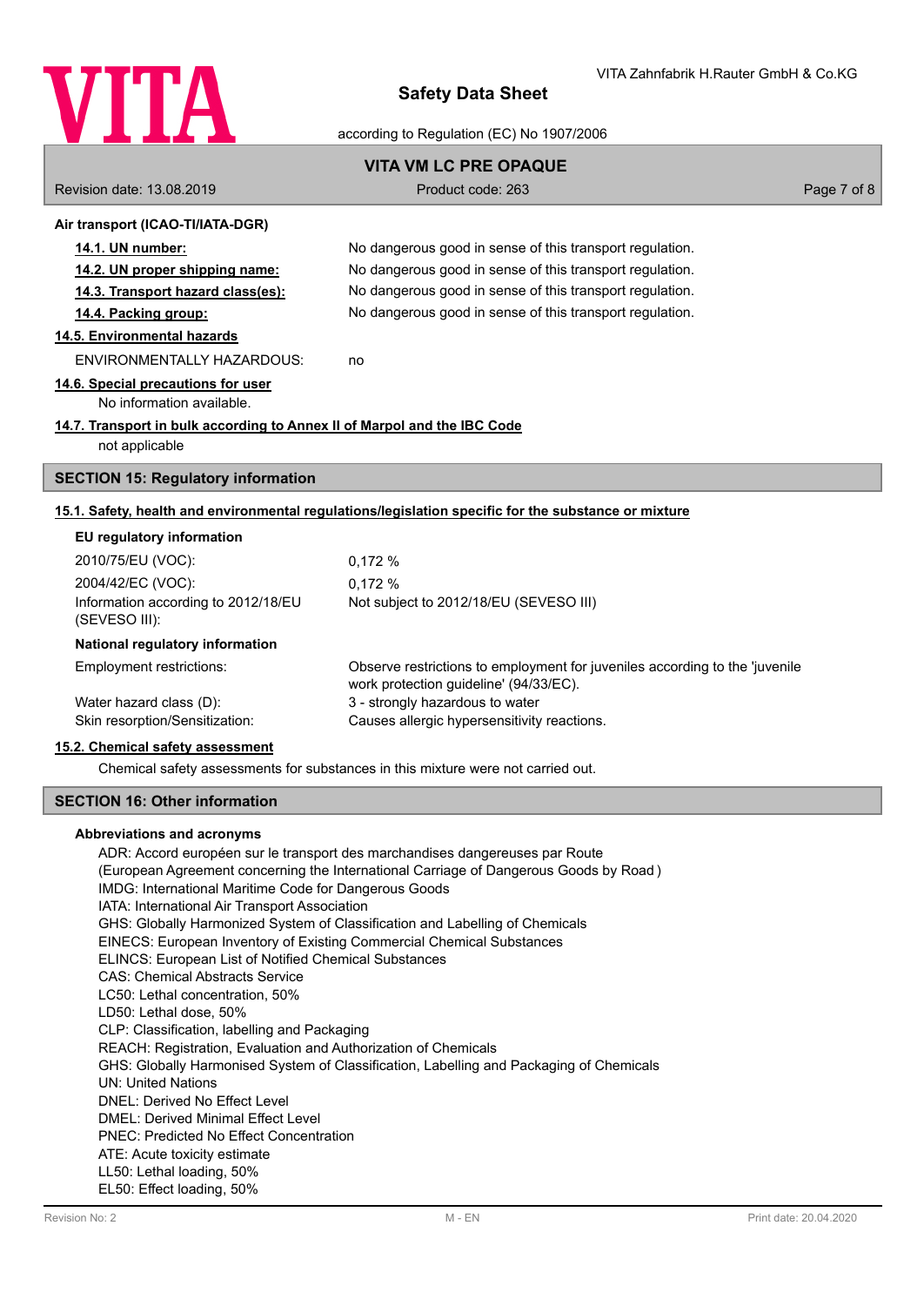**Air transport (ICAO-TI/IATA-DGR)**

| | |
|---|---|
| **14.1. UN number:** | No dangerous good in sense of this transport regulation. |
| **14.2. UN proper shipping name:** | No dangerous good in sense of this transport regulation. |
| **14.3. Transport hazard class(es):** | No dangerous good in sense of this transport regulation. |
| **14.4. Packing group:** | No dangerous good in sense of this transport regulation. |

**14.5. Environmental hazards**

ENVIRONMENTALLY HAZARDOUS: no

**14.6. Special precautions for user**

No information available.

**14.7. Transport in bulk according to Annex II of Marpol and the IBC Code**

not applicable

## SECTION 15: Regulatory information

**15.1. Safety, health and environmental regulations/legislation specific for the substance or mixture**

**EU regulatory information**

| | |
|---|---|
| 2010/75/EU (VOC): | 0,172 % |
| 2004/42/EC (VOC): | 0,172 % |
| Information according to 2012/18/EU (SEVESO III): | Not subject to 2012/18/EU (SEVESO III) |

**National regulatory information**

| | |
|---|---|
| Employment restrictions: | Observe restrictions to employment for juveniles according to the 'juvenile work protection guideline' (94/33/EC). |
| Water hazard class (D): | 3 - strongly hazardous to water |
| Skin resorption/Sensitization: | Causes allergic hypersensitivity reactions. |

**15.2. Chemical safety assessment**

Chemical safety assessments for substances in this mixture were not carried out.

## SECTION 16: Other information

**Abbreviations and acronyms**

ADR: Accord européen sur le transport des marchandises dangereuses par Route
(European Agreement concerning the International Carriage of Dangerous Goods by Road )
IMDG: International Maritime Code for Dangerous Goods
IATA: International Air Transport Association
GHS: Globally Harmonized System of Classification and Labelling of Chemicals
EINECS: European Inventory of Existing Commercial Chemical Substances
ELINCS: European List of Notified Chemical Substances
CAS: Chemical Abstracts Service
LC50: Lethal concentration, 50%
LD50: Lethal dose, 50%
CLP: Classification, labelling and Packaging
REACH: Registration, Evaluation and Authorization of Chemicals
GHS: Globally Harmonised System of Classification, Labelling and Packaging of Chemicals
UN: United Nations
DNEL: Derived No Effect Level
DMEL: Derived Minimal Effect Level
PNEC: Predicted No Effect Concentration
ATE: Acute toxicity estimate
LL50: Lethal loading, 50%
EL50: Effect loading, 50%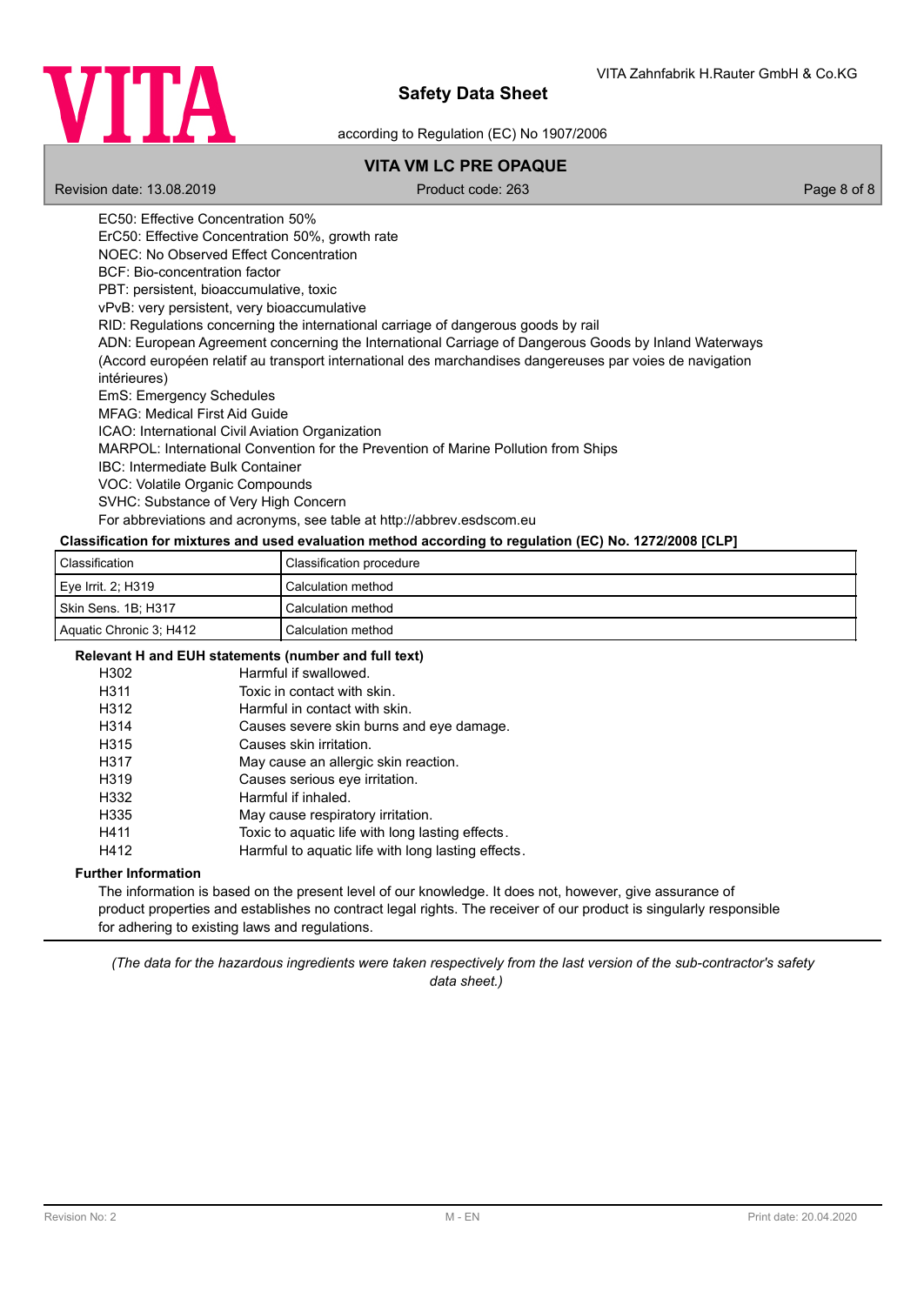EC50: Effective Concentration 50%
ErC50: Effective Concentration 50%, growth rate
NOEC: No Observed Effect Concentration
BCF: Bio-concentration factor
PBT: persistent, bioaccumulative, toxic
vPvB: very persistent, very bioaccumulative
RID: Regulations concerning the international carriage of dangerous goods by rail
ADN: European Agreement concerning the International Carriage of Dangerous Goods by Inland Waterways (Accord européen relatif au transport international des marchandises dangereuses par voies de navigation intérieures)
EmS: Emergency Schedules
MFAG: Medical First Aid Guide
ICAO: International Civil Aviation Organization
MARPOL: International Convention for the Prevention of Marine Pollution from Ships
IBC: Intermediate Bulk Container
VOC: Volatile Organic Compounds
SVHC: Substance of Very High Concern
For abbreviations and acronyms, see table at http://abbrev.esdscom.eu

**Classification for mixtures and used evaluation method according to regulation (EC) No. 1272/2008 [CLP]**

| Classification | Classification procedure |
|---|---|
| Eye Irrit. 2; H319 | Calculation method |
| Skin Sens. 1B; H317 | Calculation method |
| Aquatic Chronic 3; H412 | Calculation method |

**Relevant H and EUH statements (number and full text)**

| | |
|---|---|
| H302 | Harmful if swallowed. |
| H311 | Toxic in contact with skin. |
| H312 | Harmful in contact with skin. |
| H314 | Causes severe skin burns and eye damage. |
| H315 | Causes skin irritation. |
| H317 | May cause an allergic skin reaction. |
| H319 | Causes serious eye irritation. |
| H332 | Harmful if inhaled. |
| H335 | May cause respiratory irritation. |
| H411 | Toxic to aquatic life with long lasting effects. |
| H412 | Harmful to aquatic life with long lasting effects. |

**Further Information**

The information is based on the present level of our knowledge. It does not, however, give assurance of product properties and establishes no contract legal rights. The receiver of our product is singularly responsible for adhering to existing laws and regulations.

*(The data for the hazardous ingredients were taken respectively from the last version of the sub-contractor's safety data sheet.)*